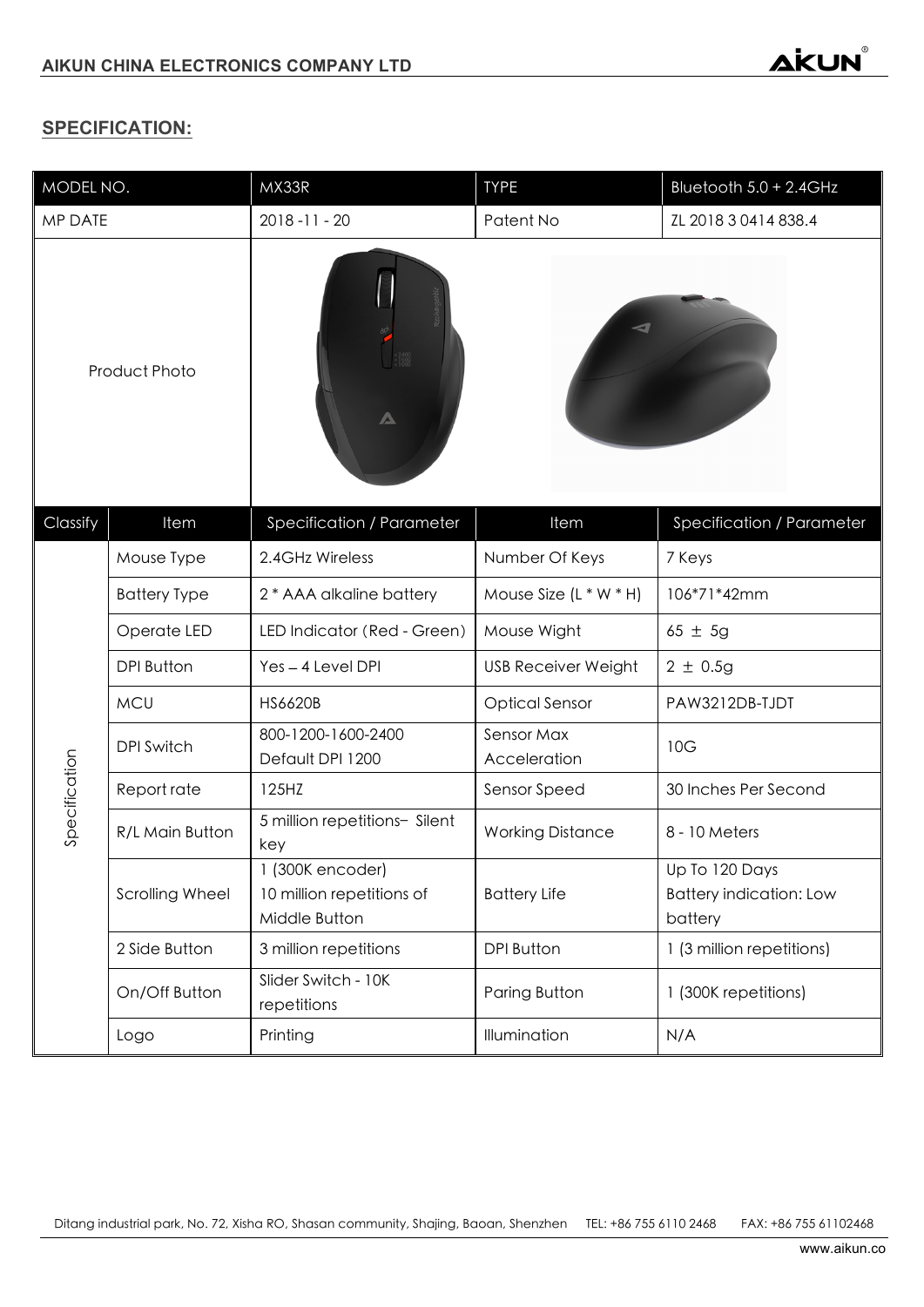## SPECIFICATION:

| MODEL NO. | | MX33R | TYPE | Bluetooth 5.0 + 2.4GHz |
|---|---|---|---|---|
| MP DATE | | 2018 - 11 - 20 | Patent No | ZL 2018 3 0414 838.4 |
| Product Photo | | | | |
| Classify | Item | Specification / Parameter | Item | Specification / Parameter |
| Specification | Mouse Type | 2.4GHz Wireless | Number Of Keys | 7 Keys |
| | Battery Type | 2 * AAA alkaline battery | Mouse Size (L * W * H) | 106*71*42mm |
| | Operate LED | LED Indicator (Red - Green) | Mouse Wight | 65 ± 5g |
| | DPI Button | Yes – 4 Level DPI | USB Receiver Weight | 2 ± 0.5g |
| | MCU | HS6620B | Optical Sensor | PAW3212DB-TJDT |
| | DPI Switch | 800-1200-1600-2400 Default DPI 1200 | Sensor Max Acceleration | 10G |
| | Report rate | 125HZ | Sensor Speed | 30 Inches Per Second |
| | R/L Main Button | 5 million repetitions– Silent key | Working Distance | 8 - 10 Meters |
| | Scrolling Wheel | 1 (300K encoder) 10 million repetitions of Middle Button | Battery Life | Up To 120 Days Battery indication: Low battery |
| | 2 Side Button | 3 million repetitions | DPI Button | 1 (3 million repetitions) |
| | On/Off Button | Slider Switch - 10K repetitions | Paring Button | 1 (300K repetitions) |
| | Logo | Printing | Illumination | N/A |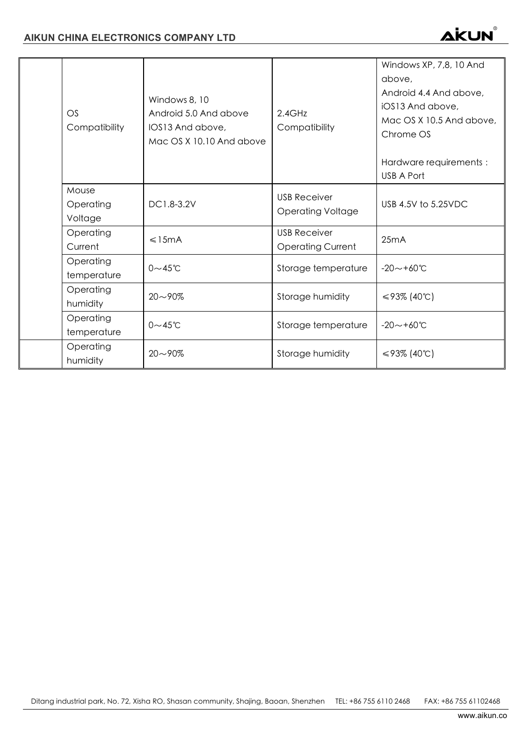| | | | | |
|---|---|---|---|---|
| | OS Compatibility | Windows 8, 10<br>Android 5.0 And above<br>IOS13 And above,<br>Mac OS X 10.10 And above | 2.4GHz Compatibility | Windows XP, 7,8, 10 And above,<br>Android 4.4 And above,<br>iOS13 And above,<br>Mac OS X 10.5 And above,<br>Chrome OS<br><br>Hardware requirements：USB A Port |
| | Mouse Operating Voltage | DC1.8-3.2V | USB Receiver Operating Voltage | USB 4.5V to 5.25VDC |
| | Operating Current | ≤15mA | USB Receiver Operating Current | 25mA |
| | Operating temperature | 0～45℃ | Storage temperature | -20～+60℃ |
| | Operating humidity | 20～90% | Storage humidity | ≤93% (40℃) |
| | Operating temperature | 0～45℃ | Storage temperature | -20～+60℃ |
| | Operating humidity | 20～90% | Storage humidity | ≤93% (40℃) |